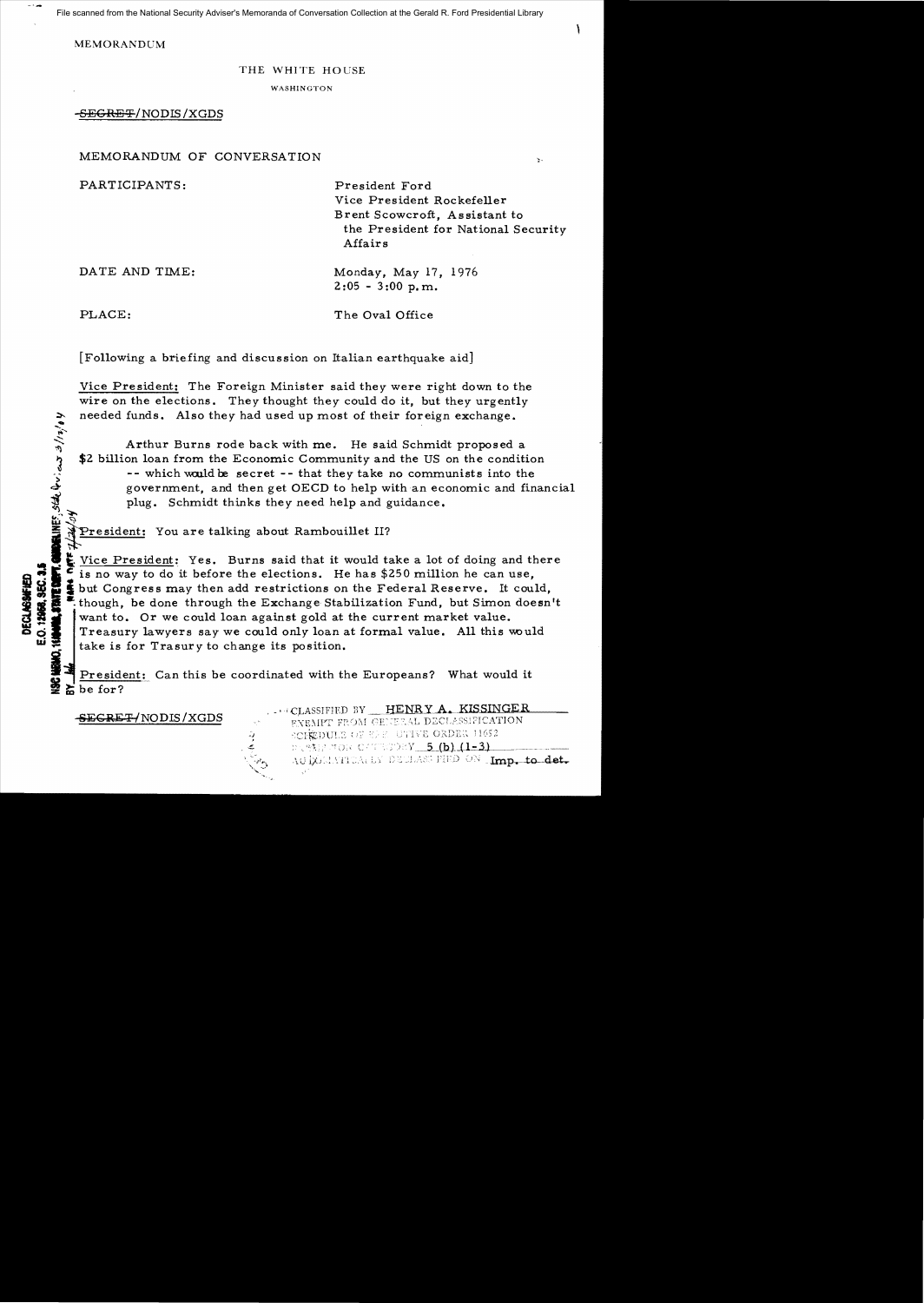MEMORANDUM

THE WHITE HOUSE

WASHINGTON

~~SECRET~~/NODIS/XGDS

MEMORANDUM OF CONVERSATION

PARTICIPANTS: President Ford
Vice President Rockefeller
Brent Scowcroft, Assistant to the President for National Security Affairs

DATE AND TIME: Monday, May 17, 1976
2:05 - 3:00 p.m.

PLACE: The Oval Office

[Following a briefing and discussion on Italian earthquake aid]

Vice President: The Foreign Minister said they were right down to the wire on the elections. They thought they could do it, but they urgently needed funds. Also they had used up most of their foreign exchange.

Arthur Burns rode back with me. He said Schmidt proposed a $2 billion loan from the Economic Community and the US on the condition -- which would be secret -- that they take no communists into the government, and then get OECD to help with an economic and financial plug. Schmidt thinks they need help and guidance.

President: You are talking about Rambouillet II?

Vice President: Yes. Burns said that it would take a lot of doing and there is no way to do it before the elections. He has $250 million he can use, but Congress may then add restrictions on the Federal Reserve. It could, though, be done through the Exchange Stabilization Fund, but Simon doesn't want to. Or we could loan against gold at the current market value. Treasury lawyers say we could only loan at formal value. All this would take is for Trasury to change its position.

President: Can this be coordinated with the Europeans? What would it be for?

~~SECRET~~/NODIS/XGDS

CLASSIFIED BY HENRY A. KISSINGER
EXEMPT FROM GENERAL DECLASSIFICATION
SCHEDULE OF EXECUTIVE ORDER 11652
EXEMPTION CATEGORY 5 (b) (1-3)
AUTOMATICALLY DECLASSIFIED ON Imp. to det.

DECLASSIFIED
E.O. 12958, SEC. 3.5
NSC MEMO, 11/24/98, STATE DEPT. GUIDELINES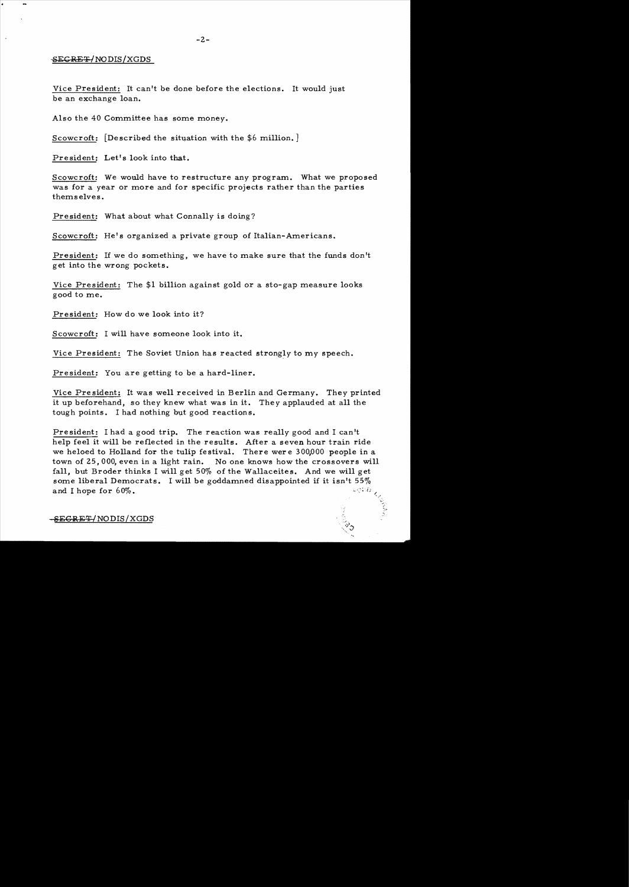SECRET/NODIS/XGDS

Vice President: It can't be done before the elections. It would just be an exchange loan.

Also the 40 Committee has some money.

Scowcroft: [Described the situation with the $6 million.]

President: Let's look into that.

Scowcroft: We would have to restructure any program. What we proposed was for a year or more and for specific projects rather than the parties themselves.

President: What about what Connally is doing?

Scowcroft: He's organized a private group of Italian-Americans.

President: If we do something, we have to make sure that the funds don't get into the wrong pockets.

Vice President: The $1 billion against gold or a sto-gap measure looks good to me.

President: How do we look into it?

Scowcroft: I will have someone look into it.

Vice President: The Soviet Union has reacted strongly to my speech.

President: You are getting to be a hard-liner.

Vice President: It was well received in Berlin and Germany. They printed it up beforehand, so they knew what was in it. They applauded at all the tough points. I had nothing but good reactions.

President: I had a good trip. The reaction was really good and I can't help feel it will be reflected in the results. After a seven hour train ride we heloed to Holland for the tulip festival. There were 300,000 people in a town of 25,000, even in a light rain. No one knows how the crossovers will fall, but Broder thinks I will get 50% of the Wallaceites. And we will get some liberal Democrats. I will be goddamned disappointed if it isn't 55% and I hope for 60%.

SECRET/NODIS/XGDS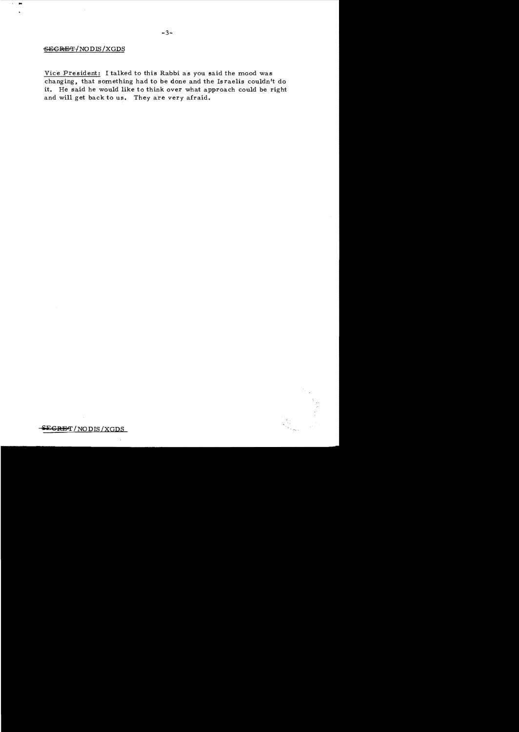SECRET/NODIS/XGDS

Vice President: I talked to this Rabbi as you said the mood was changing, that something had to be done and the Israelis couldn't do it. He said he would like to think over what approach could be right and will get back to us. They are very afraid.

SECRET/NODIS/XGDS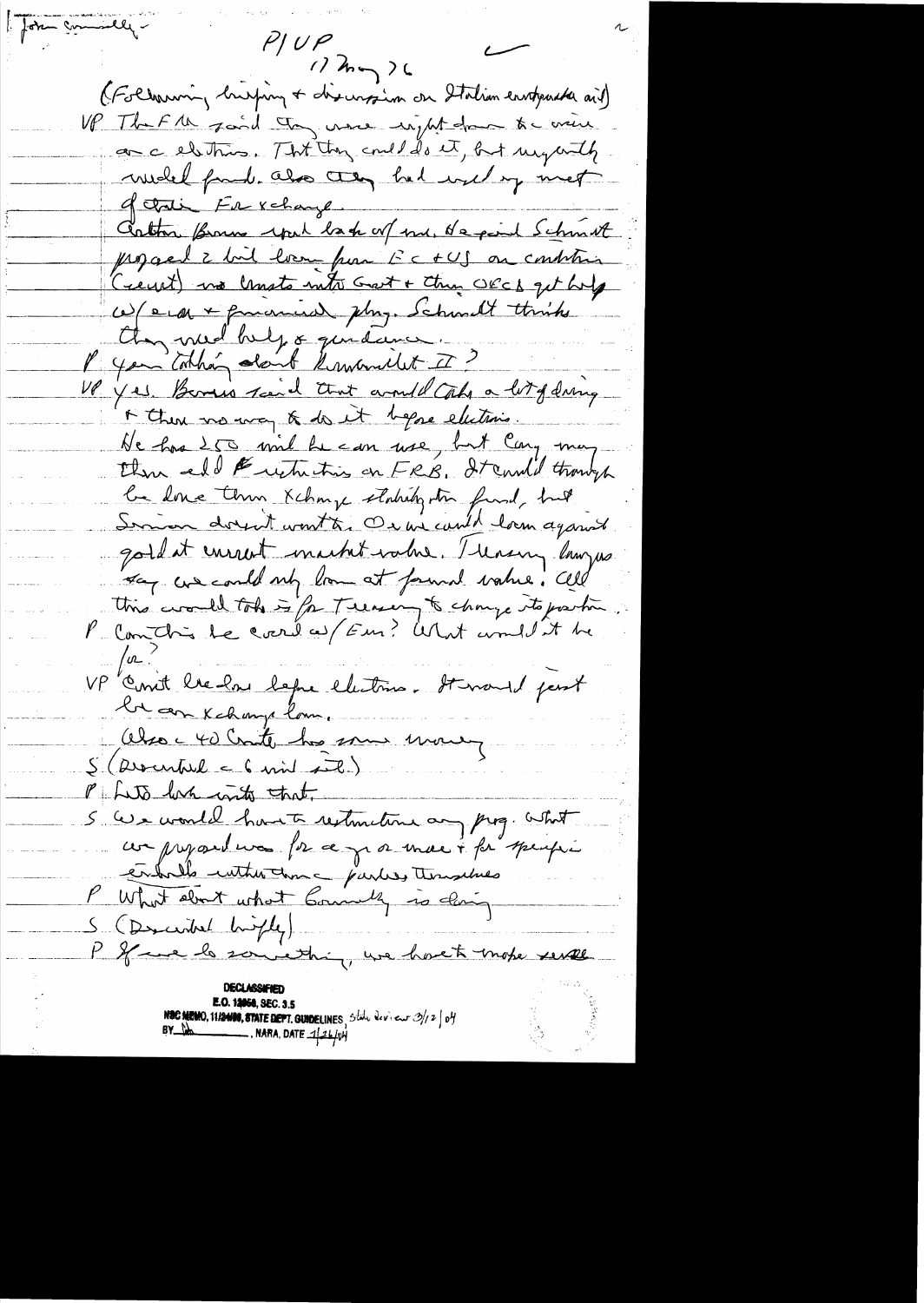John Connally –

P/VP

17 May 76

(Following briefing + discussion on Italian earthquake aid)

VP The FM said they were right down to a crunch on elections. That they could do it, but urgently needed funds. Also they had used up most of their Fx exchange.

Arthur Burns spoke back of me. He said Schmidt proposed 2 bil loan from EC + US on condition (secret) no Comms into Govt + then OECD get help w/ econ + financial plng. Schmidt thinks they need help + guidance.

P You talking about Kennecott II?

VP Yes. Burns said that would take a lot of doing + there no way to do it before elections. He has 250 mil he can use, but Cong may then add restrictions on FRB. It could though be done thru Xchange stability fund, but Simon doesn't want to. Or we could loan against gold at current market value. Treasury lawyers say we could only loan at formal value. All this would take is for Treasury to change its position.

P Can this be covered w/ Em? What would it be for?

VP Can't be done before elections. It would just be an Xchange loan. Also c 40 Comte has some money

S (Described c 6 mil aid.)

P Let's look into that.

S We would have to restructure any prog. What we proposed was for c 4 or more + for specific entities within the parties themselves

P What about what Connally is doing

S (Described briefly)

P If we do something, we have to make sure

DECLASSIFIED
E.O. 12958, SEC. 3.5
NSC MEMO, 11/24/98, STATE DEPT. GUIDELINES State Review 3/12/04
BY ___ NARA, DATE 1/26/04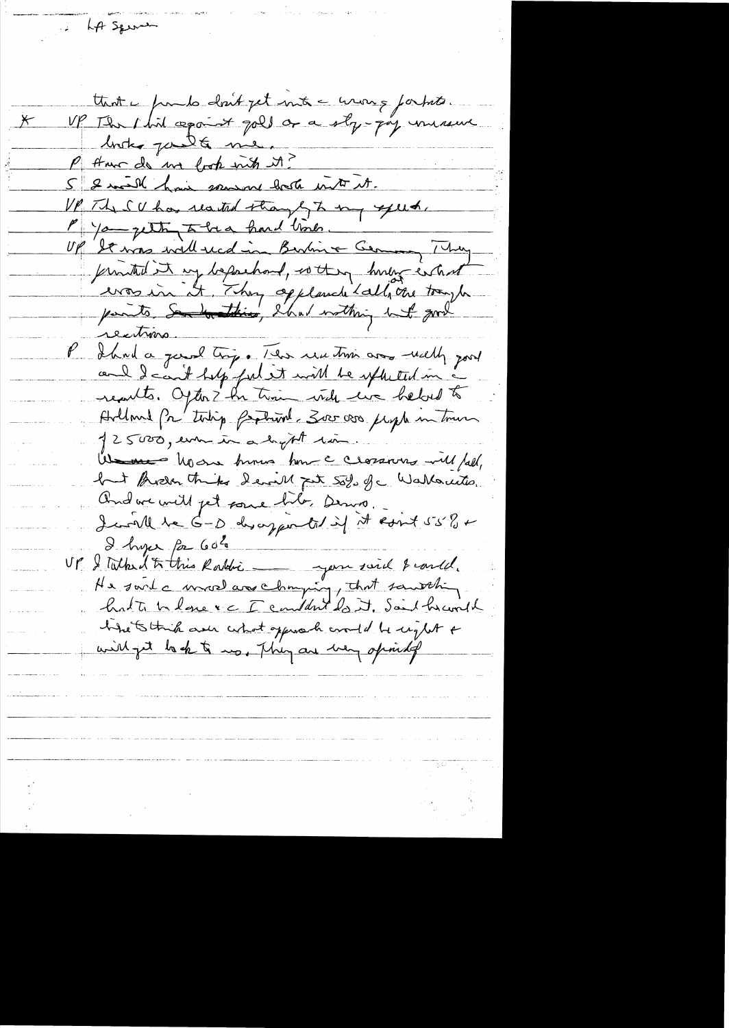LA Square

that a funds don't get into a wrong pockets.

\* VP The I bill against gold or a sky-pay increase looks good to me.

P How do we look with it?

S I will have someone look into it.

VP The SU has reacted strongly to my speech.

P You getting to be a hard liner.

VP It was well recd in Berlin & Germany. They printed it up beforehand, so they knew what was in it. They applauded all the tough points. ~~Sa~~ Nothing, I had nothing but good reactions.

P I had a good trip. The reaction was really good and I can't help feel it will be reflected in the results. Of the 2 the train ride we helped to Holland (or tulip festival. 300 000 people in town of 25000, even in a light rain.

~~We~~ No one knows how the crossovers will fall, but Bryden thinks I will get 50% of the Wallaceites. And we will get some Lib. Dems.

I will be G-D disappointed if it isn't 55% & I hope for 60%.

VP I talked to this Rabbi — you said I could. He said the mood was changing, that something had to be done & the I couldn't do it. Said he would like to think over what approach would be right & will get back to us. They are very opinded